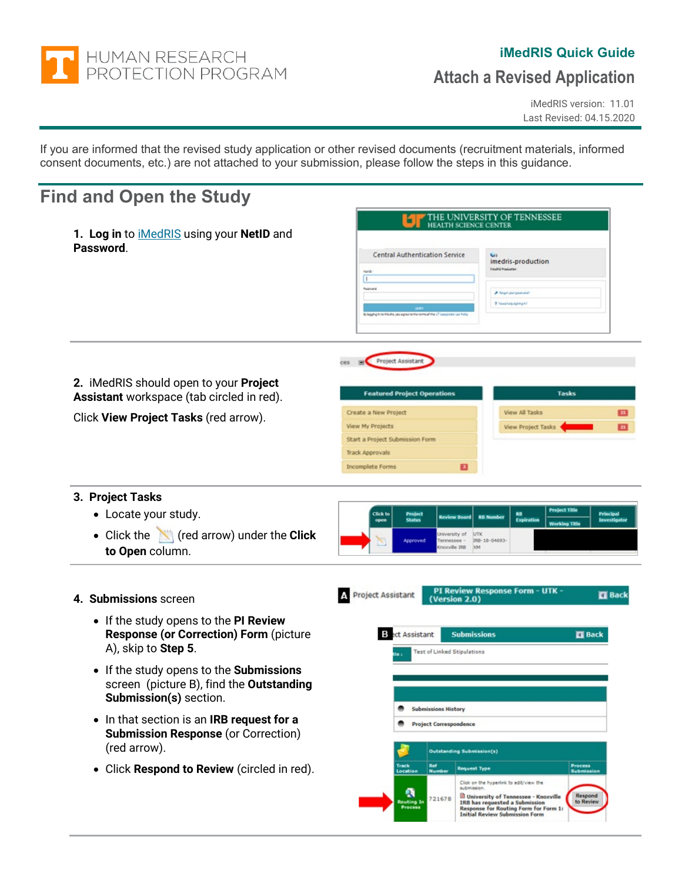HUMAN RESEARCH PROTECTION PROGRAM

**iMedRIS Quick Guide**

# Attach a Revised Application

iMedRIS version: 11.01
Last Revised: 04.15.2020

If you are informed that the revised study application or other revised documents (recruitment materials, informed consent documents, etc.) are not attached to your submission, please follow the steps in this guidance.

## Find and Open the Study

1. **Log in** to iMedRIS using your **NetID** and **Password**.

2. iMedRIS should open to your **Project Assistant** workspace (tab circled in red).

   Click **View Project Tasks** (red arrow).

3. **Project Tasks**
   - Locate your study.
   - Click the (red arrow) under the **Click to Open** column.

4. **Submissions** screen
   - If the study opens to the **PI Review Response (or Correction) Form** (picture A), skip to **Step 5**.
   - If the study opens to the **Submissions** screen (picture B), find the **Outstanding Submission(s)** section.
   - In that section is an **IRB request for a Submission Response** (or Correction) (red arrow).
   - Click **Respond to Review** (circled in red).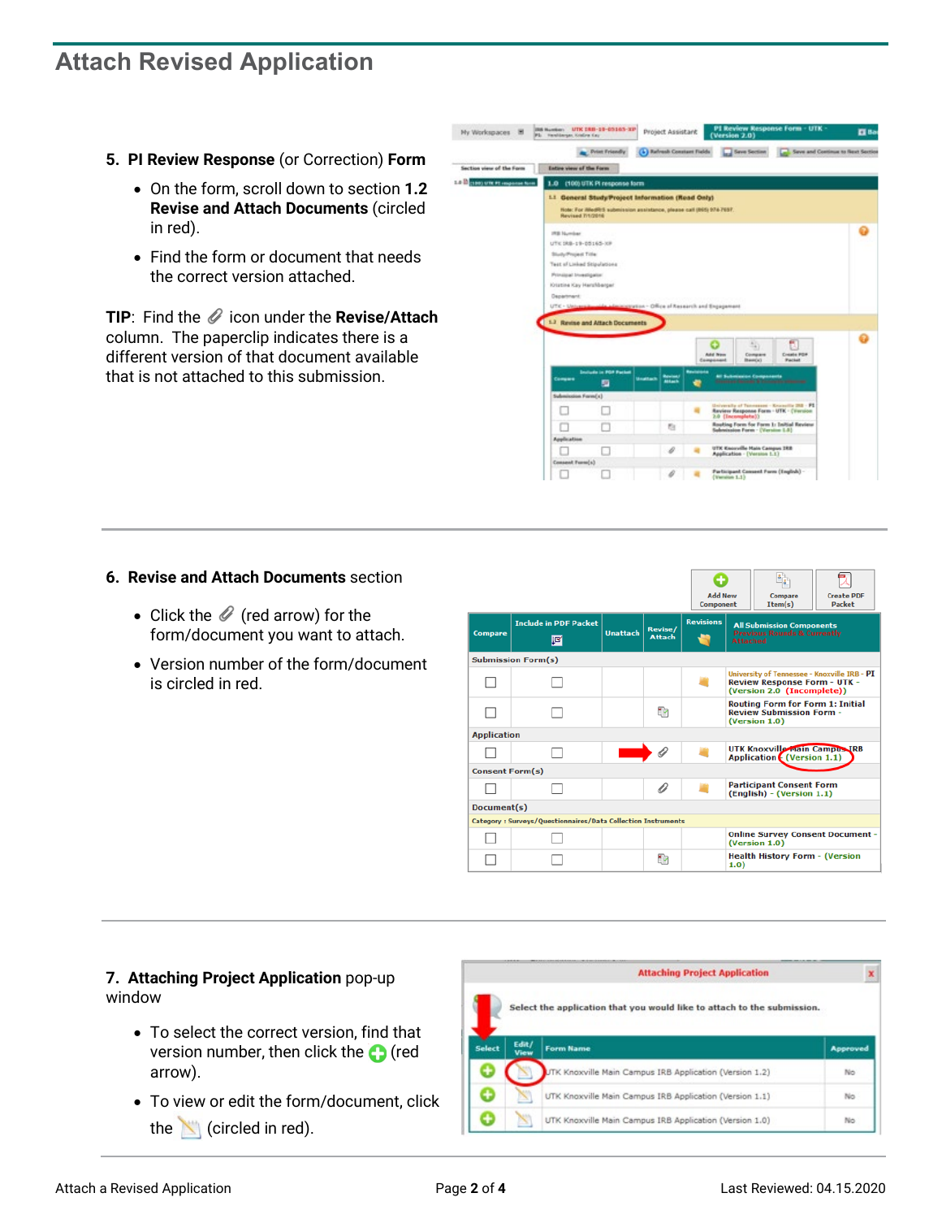## Attach Revised Application

5. **PI Review Response** (or Correction) **Form**

   - On the form, scroll down to section **1.2 Revise and Attach Documents** (circled in red).
   - Find the form or document that needs the correct version attached.

**TIP**: Find the 📎 icon under the **Revise/Attach** column. The paperclip indicates there is a different version of that document available that is not attached to this submission.

6. **Revise and Attach Documents** section

   - Click the 📎 (red arrow) for the form/document you want to attach.
   - Version number of the form/document is circled in red.

7. **Attaching Project Application** pop-up window

   - To select the correct version, find that version number, then click the ➕ (red arrow).
   - To view or edit the form/document, click the (circled in red).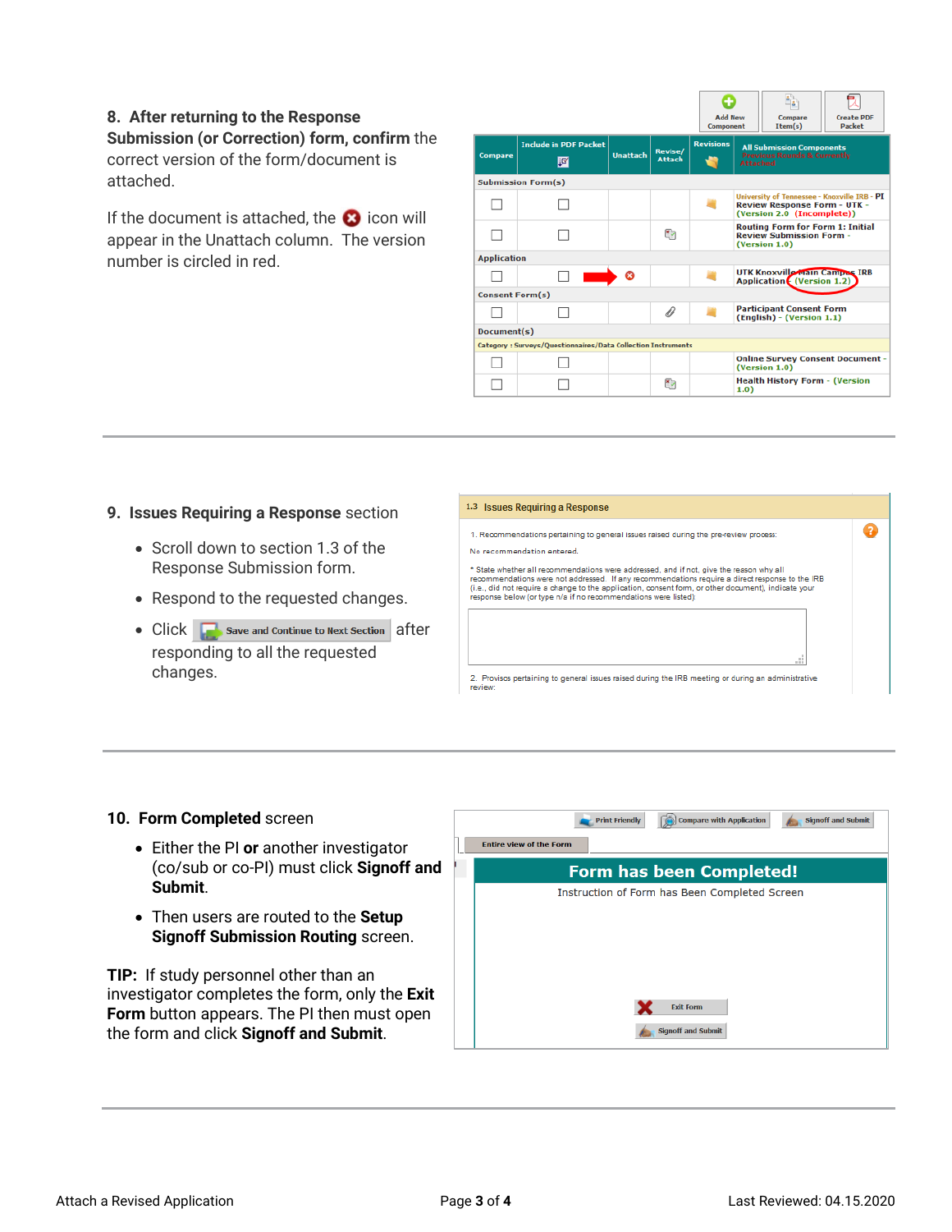**8. After returning to the Response Submission (or Correction) form, confirm** the correct version of the form/document is attached.

If the document is attached, the ⊗ icon will appear in the Unattach column. The version number is circled in red.

**9. Issues Requiring a Response** section

- Scroll down to section 1.3 of the Response Submission form.
- Respond to the requested changes.
- Click **Save and Continue to Next Section** after responding to all the requested changes.

**10. Form Completed** screen

- Either the PI **or** another investigator (co/sub or co-PI) must click **Signoff and Submit.**
- Then users are routed to the **Setup Signoff Submission Routing** screen.

**TIP:** If study personnel other than an investigator completes the form, only the **Exit Form** button appears. The PI then must open the form and click **Signoff and Submit**.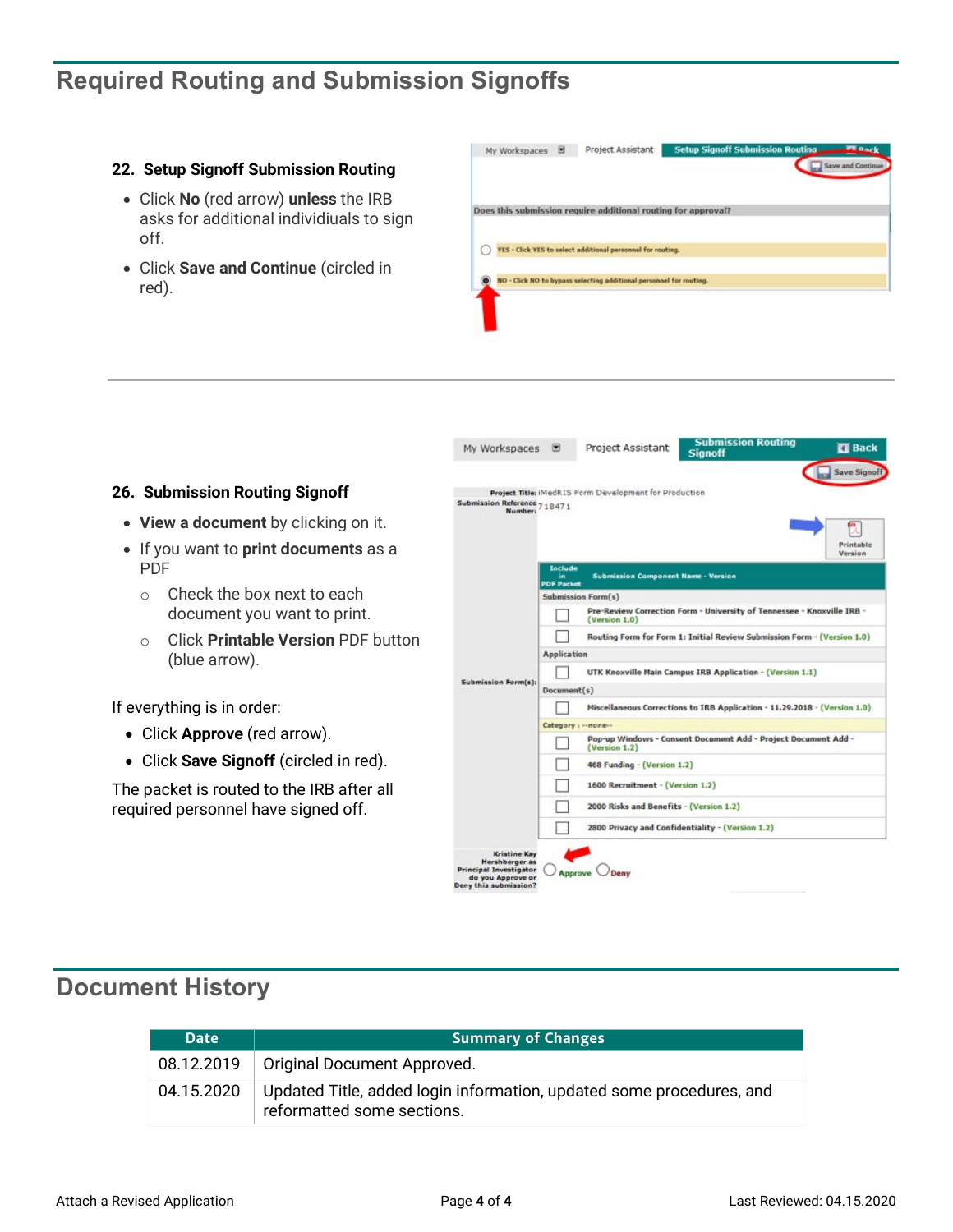## Required Routing and Submission Signoffs

**22. Setup Signoff Submission Routing**

- Click **No** (red arrow) **unless** the IRB asks for additional individiuals to sign off.
- Click **Save and Continue** (circled in red).

**26. Submission Routing Signoff**

- **View a document** by clicking on it.
- If you want to **print documents** as a PDF
  - Check the box next to each document you want to print.
  - Click **Printable Version** PDF button (blue arrow).

If everything is in order:

- Click **Approve** (red arrow).
- Click **Save Signoff** (circled in red).

The packet is routed to the IRB after all required personnel have signed off.

## Document History

| Date | Summary of Changes |
|---|---|
| 08.12.2019 | Original Document Approved. |
| 04.15.2020 | Updated Title, added login information, updated some procedures, and reformatted some sections. |